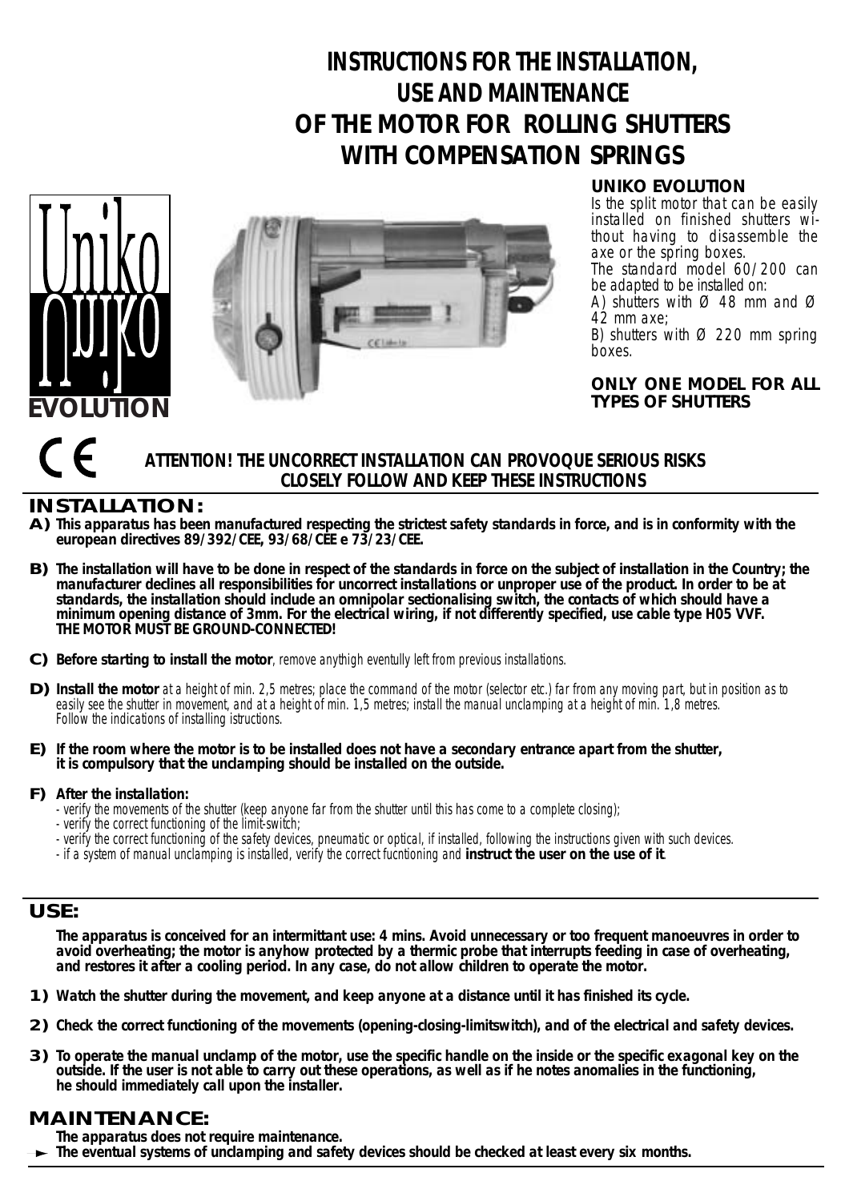# INSTRUCTIONS FOR THE INSTALLATION, USE AND MAINTENANCE OF THE MOTOR FOR ROLLING SHUTTERS WITH COMPENSATION SPRINGS

**UNIKO EVOLUTION**

*Is the split motor that can be easily installed on finished shutters without having to disassemble the axe or the spring boxes.*
*The standard model 60/200 can be adapted to be installed on:*
*A) shutters with Ø 48 mm and Ø 42 mm axe;*
*B) shutters with Ø 220 mm spring boxes.*

**ONLY ONE MODEL FOR ALL TYPES OF SHUTTERS**

**ATTENTION! THE UNCORRECT INSTALLATION CAN PROVOQUE SERIOUS RISKS**
**CLOSELY FOLLOW AND KEEP THESE INSTRUCTIONS**

## INSTALLATION:

**A) This apparatus has been manufactured respecting the strictest safety standards in force, and is in conformity with the european directives 89/392/CEE, 93/68/CEE e 73/23/CEE.**

**B) The installation will have to be done in respect of the standards in force on the subject of installation in the Country; the manufacturer declines all responsibilities for uncorrect installations or unproper use of the product. In order to be at standards, the installation should include an omnipolar sectionalising switch, the contacts of which should have a minimum opening distance of 3mm. For the electrical wiring, if not differently specified, use cable type H05 VVF. THE MOTOR MUST BE GROUND-CONNECTED!**

**C) Before starting to install the motor**, *remove anythigh eventully left from previous installations.*

**D) Install the motor** *at a height of min. 2,5 metres; place the command of the motor (selector etc.) far from any moving part, but in position as to easily see the shutter in movement, and at a height of min. 1,5 metres; install the manual unclamping at a height of min. 1,8 metres. Follow the indications of installing istructions.*

**E) If the room where the motor is to be installed does not have a secondary entrance apart from the shutter, it is compulsory that the unclamping should be installed on the outside.**

**F) After the installation:**
- *verify the movements of the shutter (keep anyone far from the shutter until this has come to a complete closing);*
- *verify the correct functioning of the limit-switch;*
- *verify the correct functioning of the safety devices, pneumatic or optical, if installed, following the instructions given with such devices.*
- *if a system of manual unclamping is installed, verify the correct fucntioning and* **instruct the user on the use of it**.

## USE:

**The apparatus is conceived for an intermittant use: 4 mins. Avoid unnecessary or too frequent manoeuvres in order to avoid overheating; the motor is anyhow protected by a thermic probe that interrupts feeding in case of overheating, and restores it after a cooling period. In any case, do not allow children to operate the motor.**

**1) Watch the shutter during the movement, and keep anyone at a distance until it has finished its cycle.**

**2) Check the correct functioning of the movements (opening-closing-limitswitch), and of the electrical and safety devices.**

**3) To operate the manual unclamp of the motor, use the specific handle on the inside or the specific exagonal key on the outside. If the user is not able to carry out these operations, as well as if he notes anomalies in the functioning, he should immediately call upon the installer.**

## MAINTENANCE:

**The apparatus does not require maintenance.**
**The eventual systems of unclamping and safety devices should be checked at least every six months.**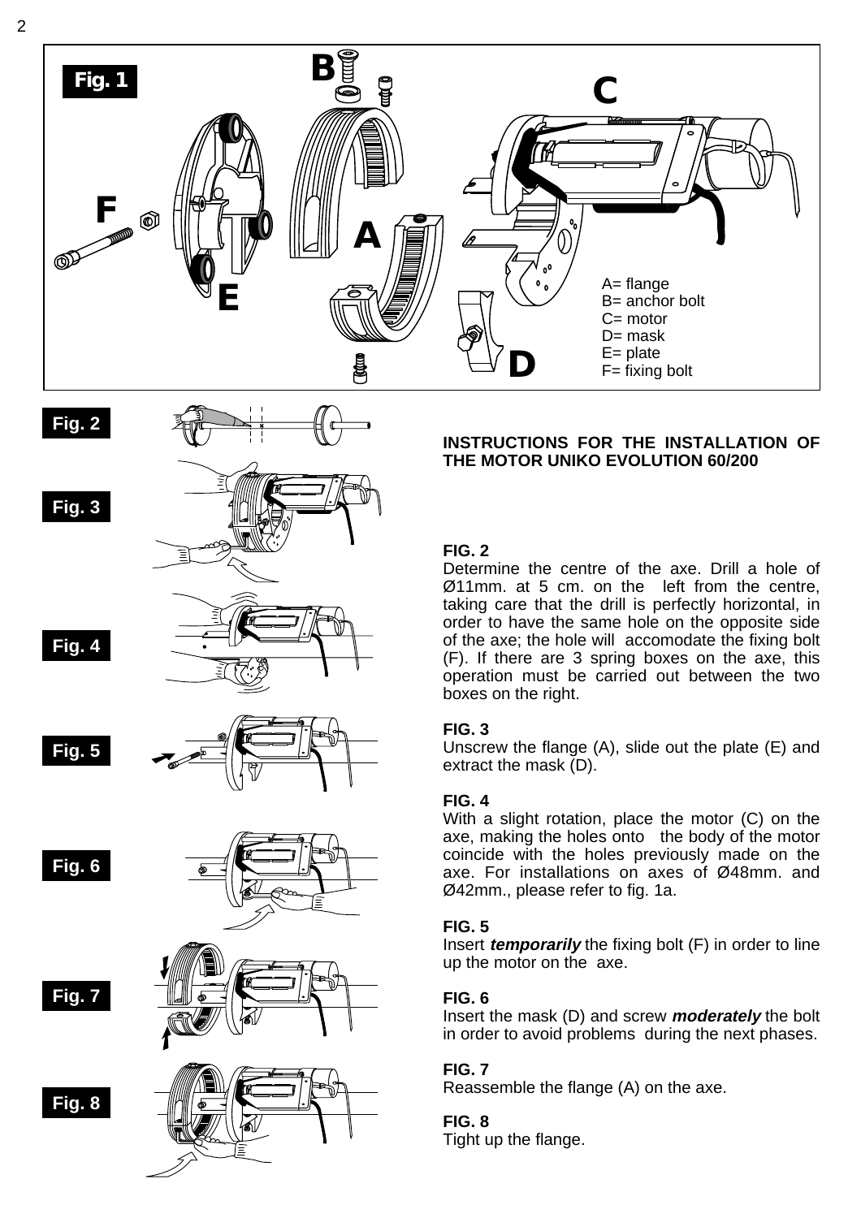Fig. 1

A= flange
B= anchor bolt
C= motor
D= mask
E= plate
F= fixing bolt

Fig. 2

Fig. 3

Fig. 4

Fig. 5

Fig. 6

Fig. 7

Fig. 8

**INSTRUCTIONS FOR THE INSTALLATION OF THE MOTOR UNIKO EVOLUTION 60/200**

**FIG. 2**
Determine the centre of the axe. Drill a hole of Ø11mm. at 5 cm. on the left from the centre, taking care that the drill is perfectly horizontal, in order to have the same hole on the opposite side of the axe; the hole will accomodate the fixing bolt (F). If there are 3 spring boxes on the axe, this operation must be carried out between the two boxes on the right.

**FIG. 3**
Unscrew the flange (A), slide out the plate (E) and extract the mask (D).

**FIG. 4**
With a slight rotation, place the motor (C) on the axe, making the holes onto the body of the motor coincide with the holes previously made on the axe. For installations on axes of Ø48mm. and Ø42mm., please refer to fig. 1a.

**FIG. 5**
Insert ***temporarily*** the fixing bolt (F) in order to line up the motor on the axe.

**FIG. 6**
Insert the mask (D) and screw ***moderately*** the bolt in order to avoid problems during the next phases.

**FIG. 7**
Reassemble the flange (A) on the axe.

**FIG. 8**
Tight up the flange.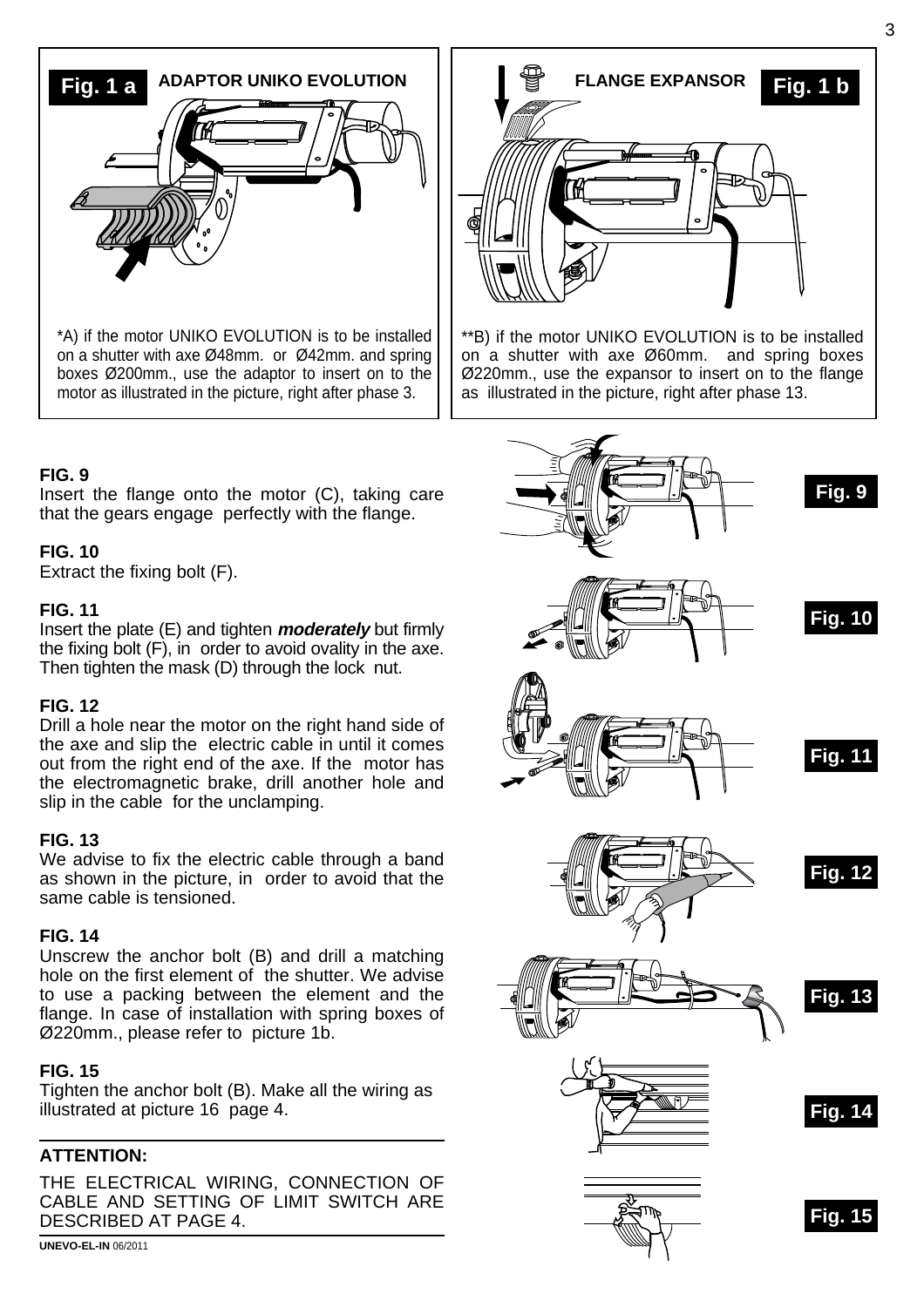**Fig. 1 a** **ADAPTOR UNIKO EVOLUTION**

*A) if the motor UNIKO EVOLUTION is to be installed on a shutter with axe Ø48mm. or Ø42mm. and spring boxes Ø200mm., use the adaptor to insert on to the motor as illustrated in the picture, right after phase 3.

**FLANGE EXPANSOR** **Fig. 1 b**

**B) if the motor UNIKO EVOLUTION is to be installed on a shutter with axe Ø60mm. and spring boxes Ø220mm., use the expansor to insert on to the flange as illustrated in the picture, right after phase 13.

**FIG. 9**
Insert the flange onto the motor (C), taking care that the gears engage perfectly with the flange.

**FIG. 10**
Extract the fixing bolt (F).

**FIG. 11**
Insert the plate (E) and tighten ***moderately*** but firmly the fixing bolt (F), in order to avoid ovality in the axe. Then tighten the mask (D) through the lock nut.

**FIG. 12**
Drill a hole near the motor on the right hand side of the axe and slip the electric cable in until it comes out from the right end of the axe. If the motor has the electromagnetic brake, drill another hole and slip in the cable for the unclamping.

**FIG. 13**
We advise to fix the electric cable through a band as shown in the picture, in order to avoid that the same cable is tensioned.

**FIG. 14**
Unscrew the anchor bolt (B) and drill a matching hole on the first element of the shutter. We advise to use a packing between the element and the flange. In case of installation with spring boxes of Ø220mm., please refer to picture 1b.

**FIG. 15**
Tighten the anchor bolt (B). Make all the wiring as illustrated at picture 16 page 4.

**ATTENTION:**

THE ELECTRICAL WIRING, CONNECTION OF CABLE AND SETTING OF LIMIT SWITCH ARE DESCRIBED AT PAGE 4.

**Fig. 9**

**Fig. 10**

**Fig. 11**

**Fig. 12**

**Fig. 13**

**Fig. 14**

**Fig. 15**

**UNEVO-EL-IN** 06/2011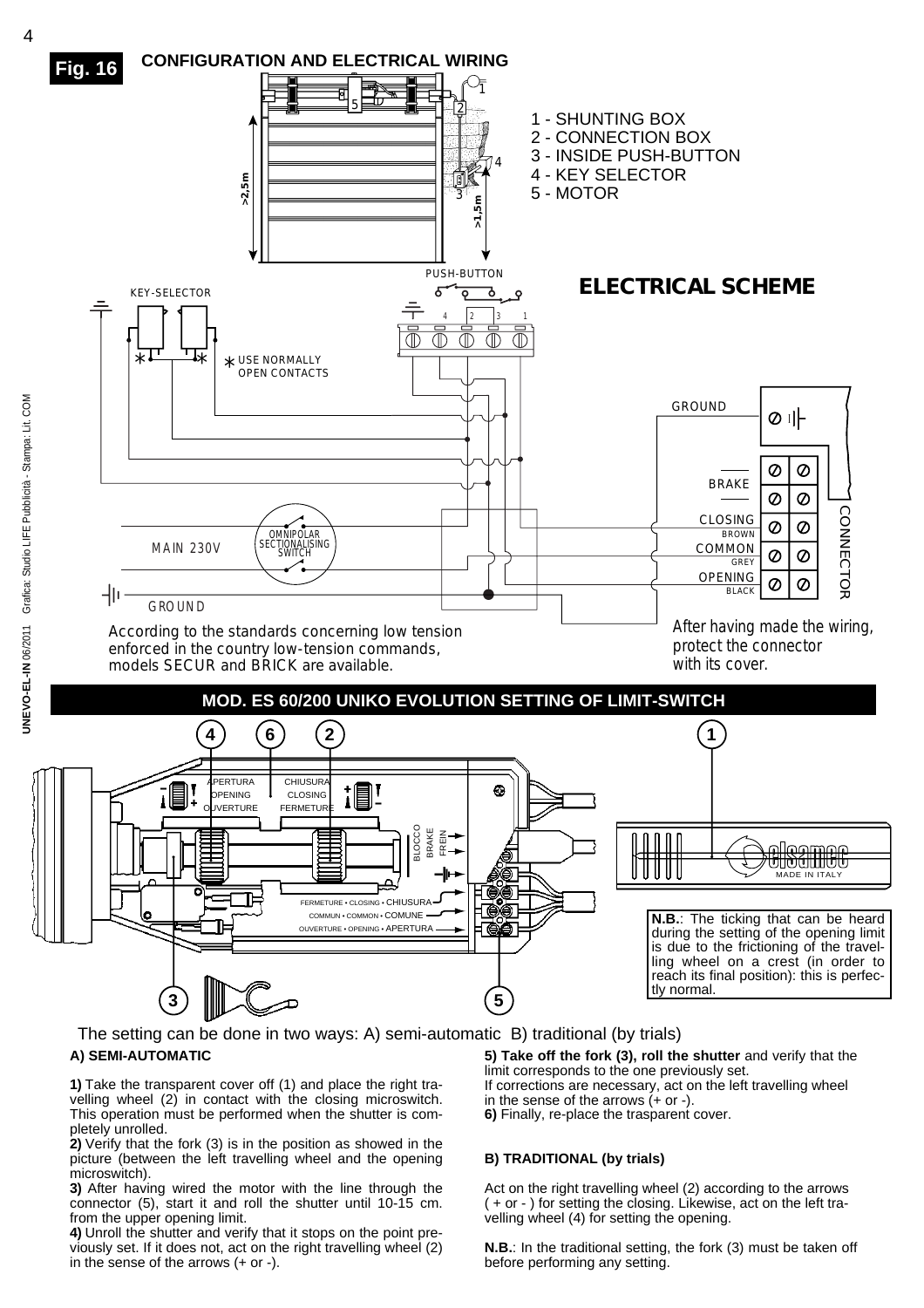## Fig. 16 CONFIGURATION AND ELECTRICAL WIRING

>2,5m

>1,5m

1 - SHUNTING BOX
2 - CONNECTION BOX
3 - INSIDE PUSH-BUTTON
4 - KEY SELECTOR
5 - MOTOR

## ELECTRICAL SCHEME

PUSH-BUTTON

KEY-SELECTOR

4 2 3 1

* USE NORMALLY OPEN CONTACTS

GROUND

BRAKE

CLOSING BROWN

COMMON GREY

OPENING BLACK

CONNECTOR

MAIN 230V

OMNIPOLAR SECTIONALISING SWITCH

GROUND

According to the standards concerning low tension enforced in the country low-tension commands, models SECUR and BRICK are available.

After having made the wiring, protect the connector with its cover.

## MOD. ES 60/200 UNIKO EVOLUTION SETTING OF LIMIT-SWITCH

APERTURA OPENING OUVERTURE

CHIUSURA CLOSING FERMETURE

BLOCCO BRAKE FREIN

FERMETURE • CLOSING • CHIUSURA

COMMUN • COMMON • COMUNE

OUVERTURE • OPENING • APERTURA

MADE IN ITALY

**N.B.**: The ticking that can be heard during the setting of the opening limit is due to the frictioning of the travelling wheel on a crest (in order to reach its final position): this is perfectly normal.

The setting can be done in two ways: A) semi-automatic B) traditional (by trials)

**A) SEMI-AUTOMATIC**

**1)** Take the transparent cover off (1) and place the right travelling wheel (2) in contact with the closing microswitch. This operation must be performed when the shutter is completely unrolled.

**2)** Verify that the fork (3) is in the position as showed in the picture (between the left travelling wheel and the opening microswitch).

**3)** After having wired the motor with the line through the connector (5), start it and roll the shutter until 10-15 cm. from the upper opening limit.

**4)** Unroll the shutter and verify that it stops on the point previously set. If it does not, act on the right travelling wheel (2) in the sense of the arrows (+ or -).

**5) Take off the fork (3), roll the shutter** and verify that the limit corresponds to the one previously set.
If corrections are necessary, act on the left travelling wheel in the sense of the arrows (+ or -).

**6)** Finally, re-place the trasparent cover.

**B) TRADITIONAL (by trials)**

Act on the right travelling wheel (2) according to the arrows ( + or - ) for setting the closing. Likewise, act on the left travelling wheel (4) for setting the opening.

**N.B.**: In the traditional setting, the fork (3) must be taken off before performing any setting.